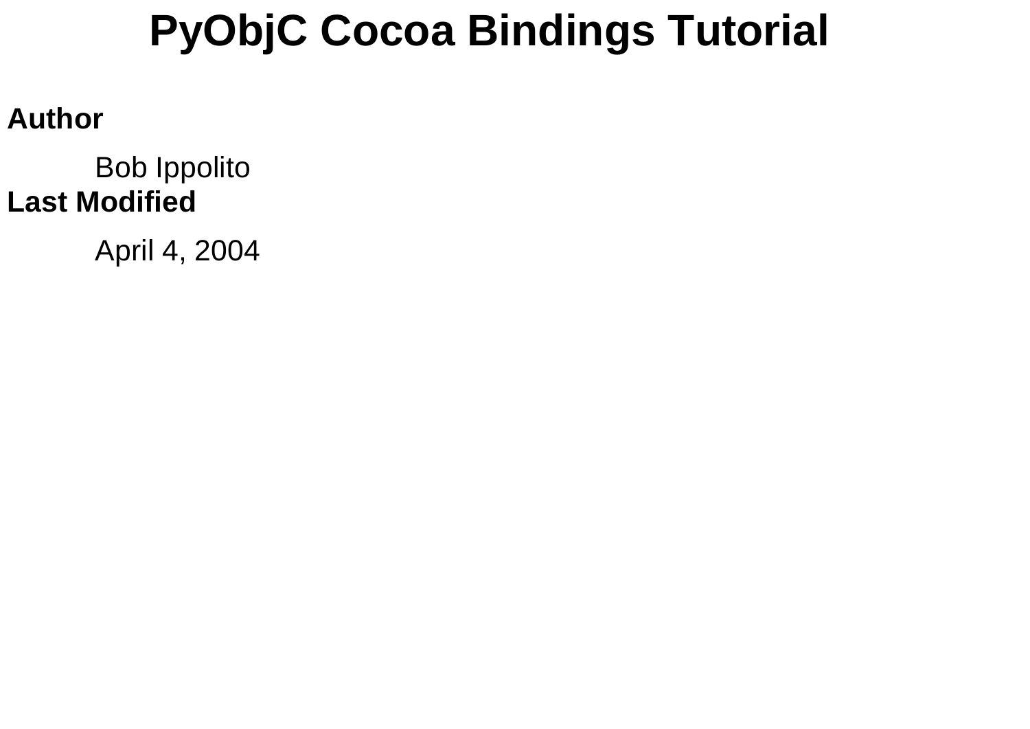# PyObjC Cocoa Bindings Tutorial

**Author**

Bob Ippolito

**Last Modified**

April 4, 2004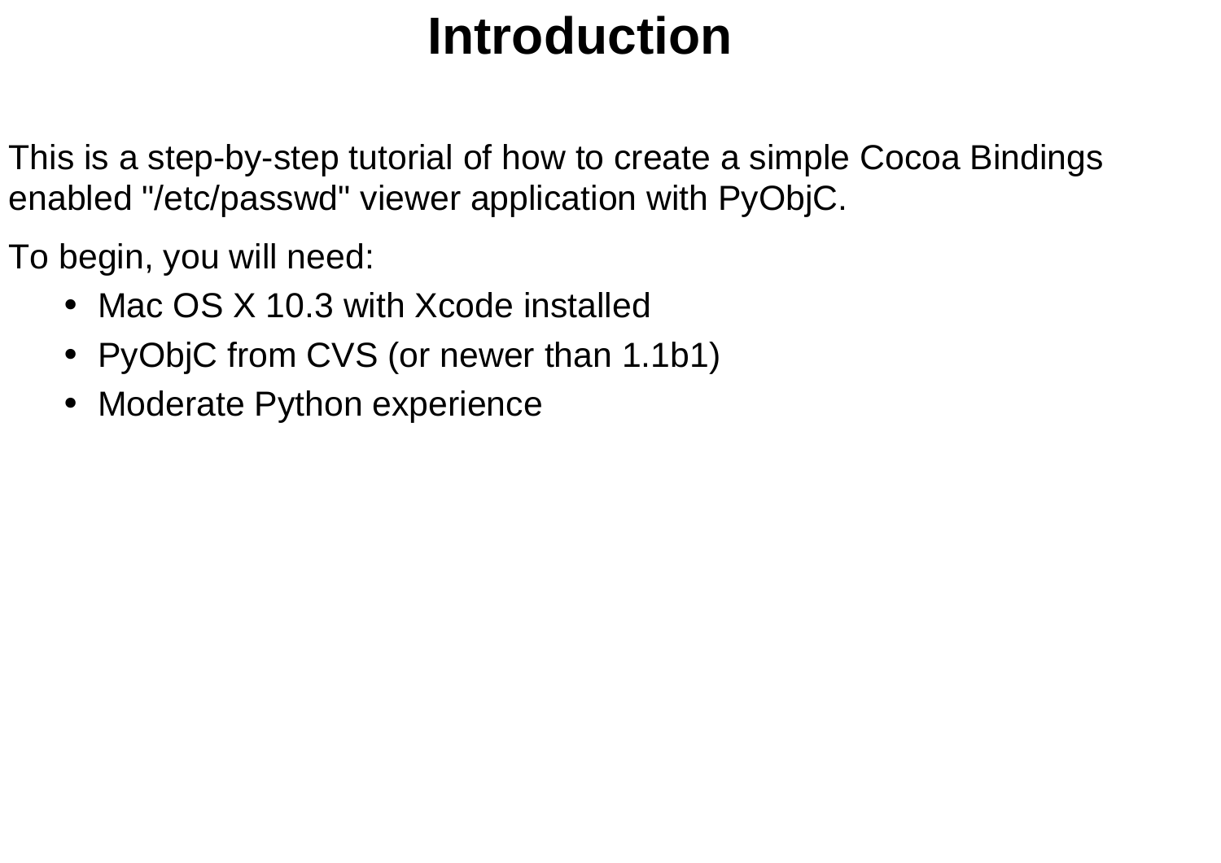# Introduction

This is a step-by-step tutorial of how to create a simple Cocoa Bindings enabled "/etc/passwd" viewer application with PyObjC.

To begin, you will need:

- Mac OS X 10.3 with Xcode installed
- PyObjC from CVS (or newer than 1.1b1)
- Moderate Python experience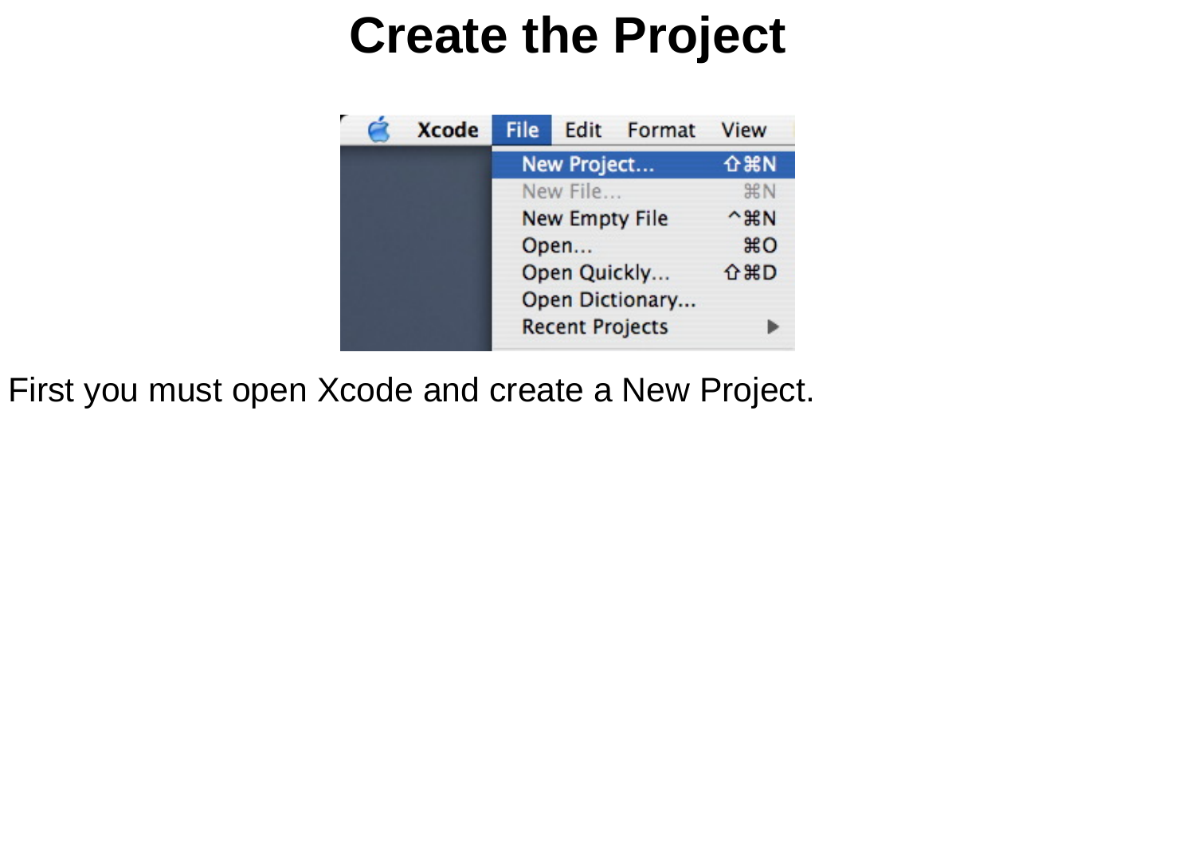# Create the Project

First you must open Xcode and create a New Project.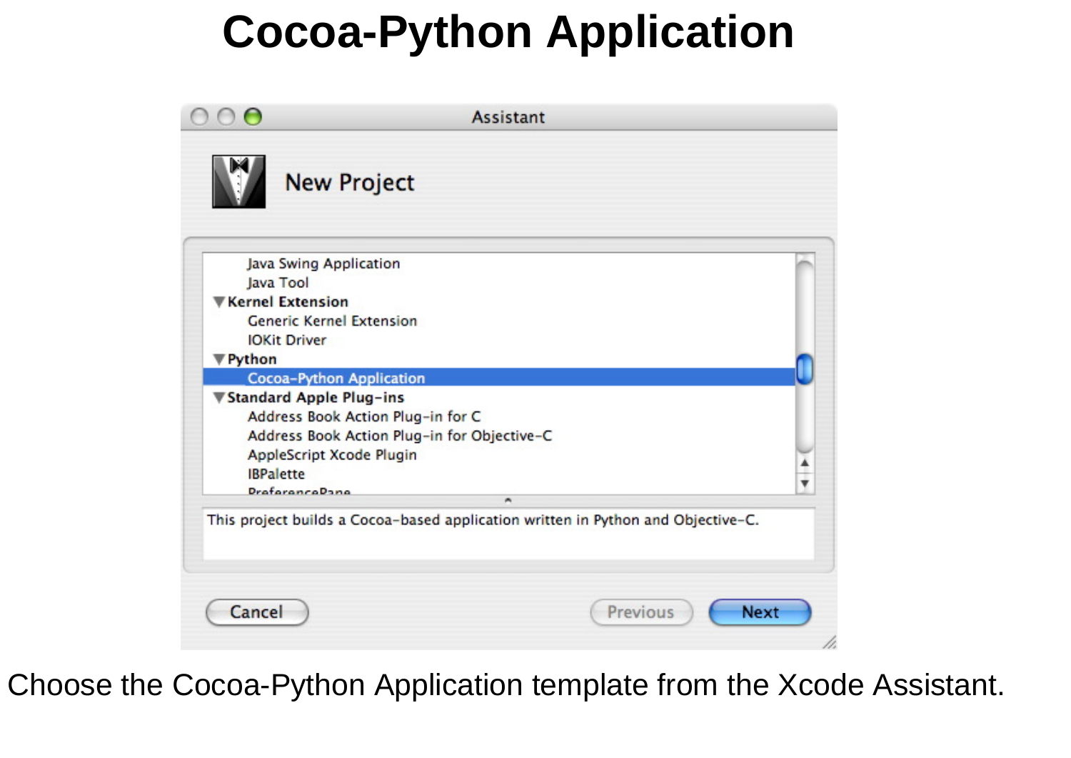# Cocoa-Python Application

Choose the Cocoa-Python Application template from the Xcode Assistant.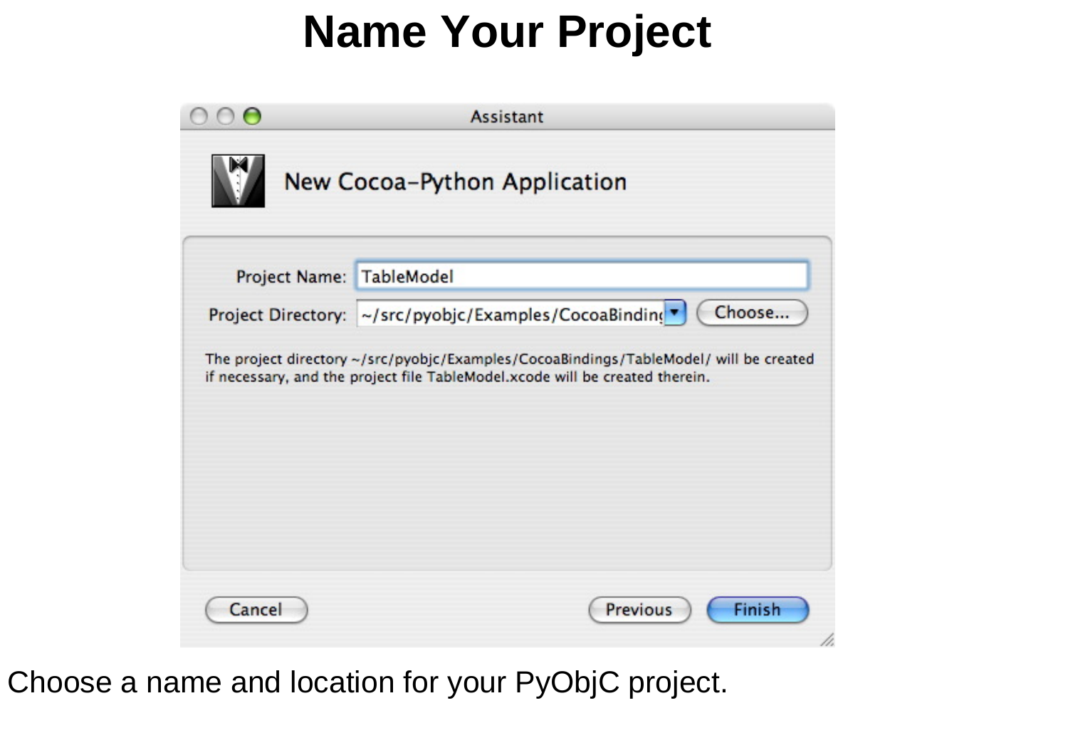# Name Your Project

Choose a name and location for your PyObjC project.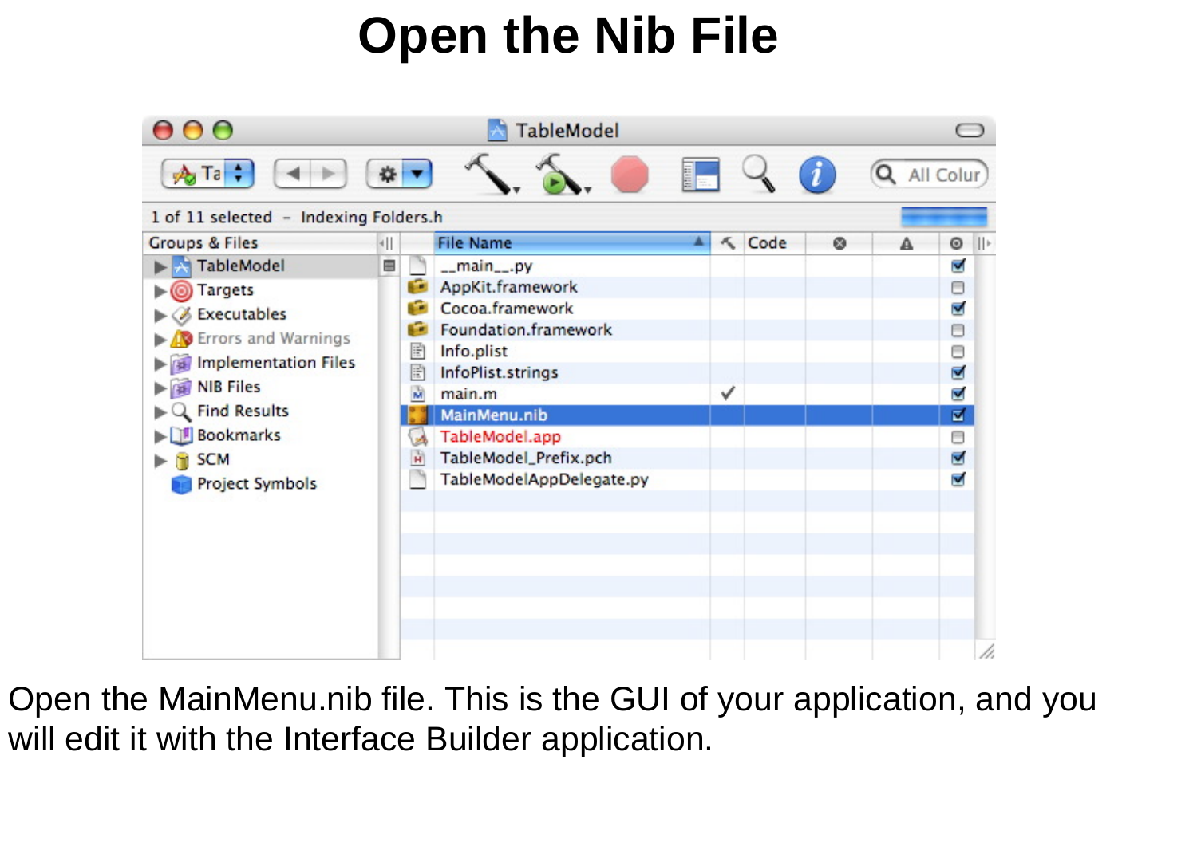# Open the Nib File

Open the MainMenu.nib file. This is the GUI of your application, and you will edit it with the Interface Builder application.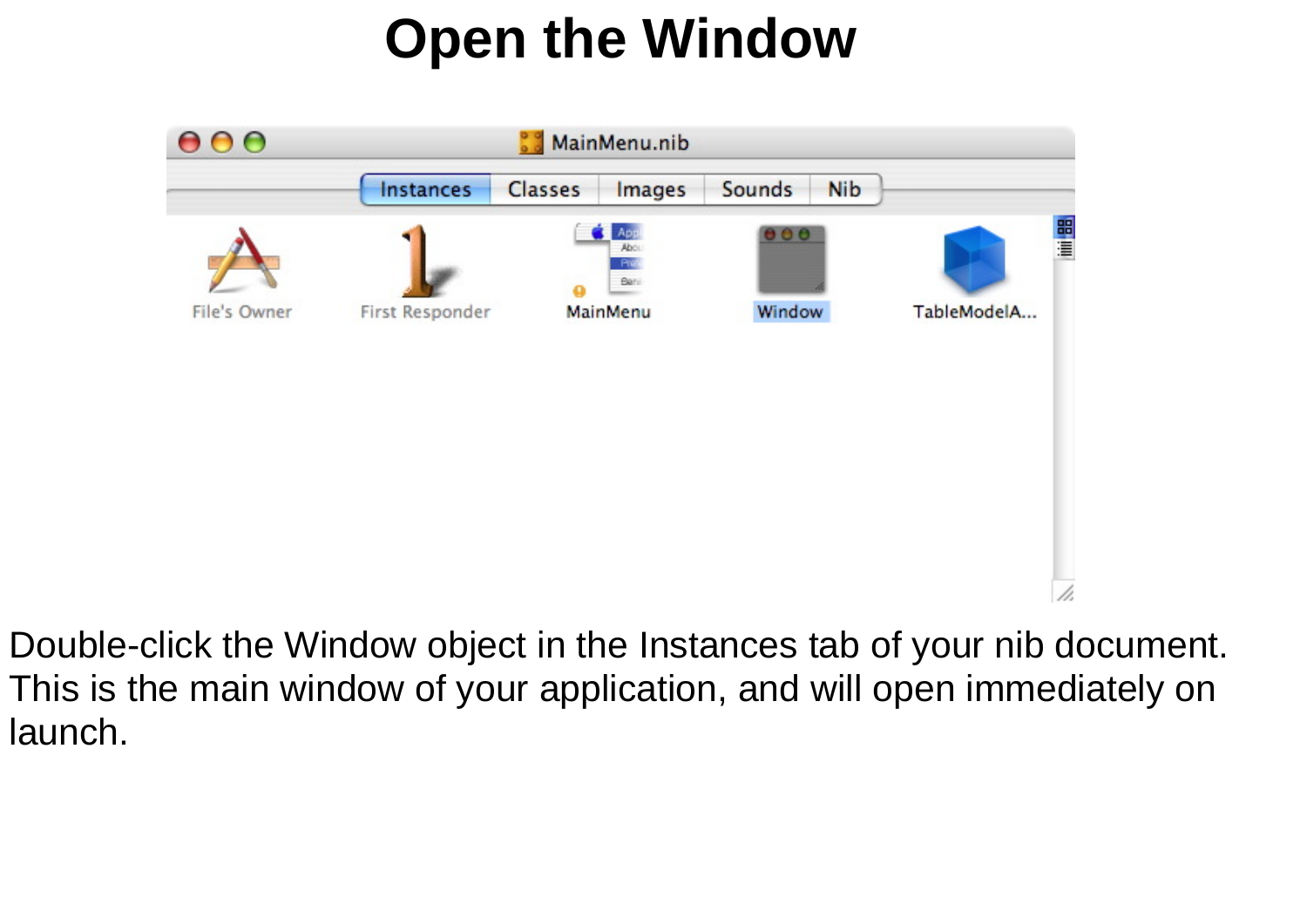# Open the Window

Double-click the Window object in the Instances tab of your nib document. This is the main window of your application, and will open immediately on launch.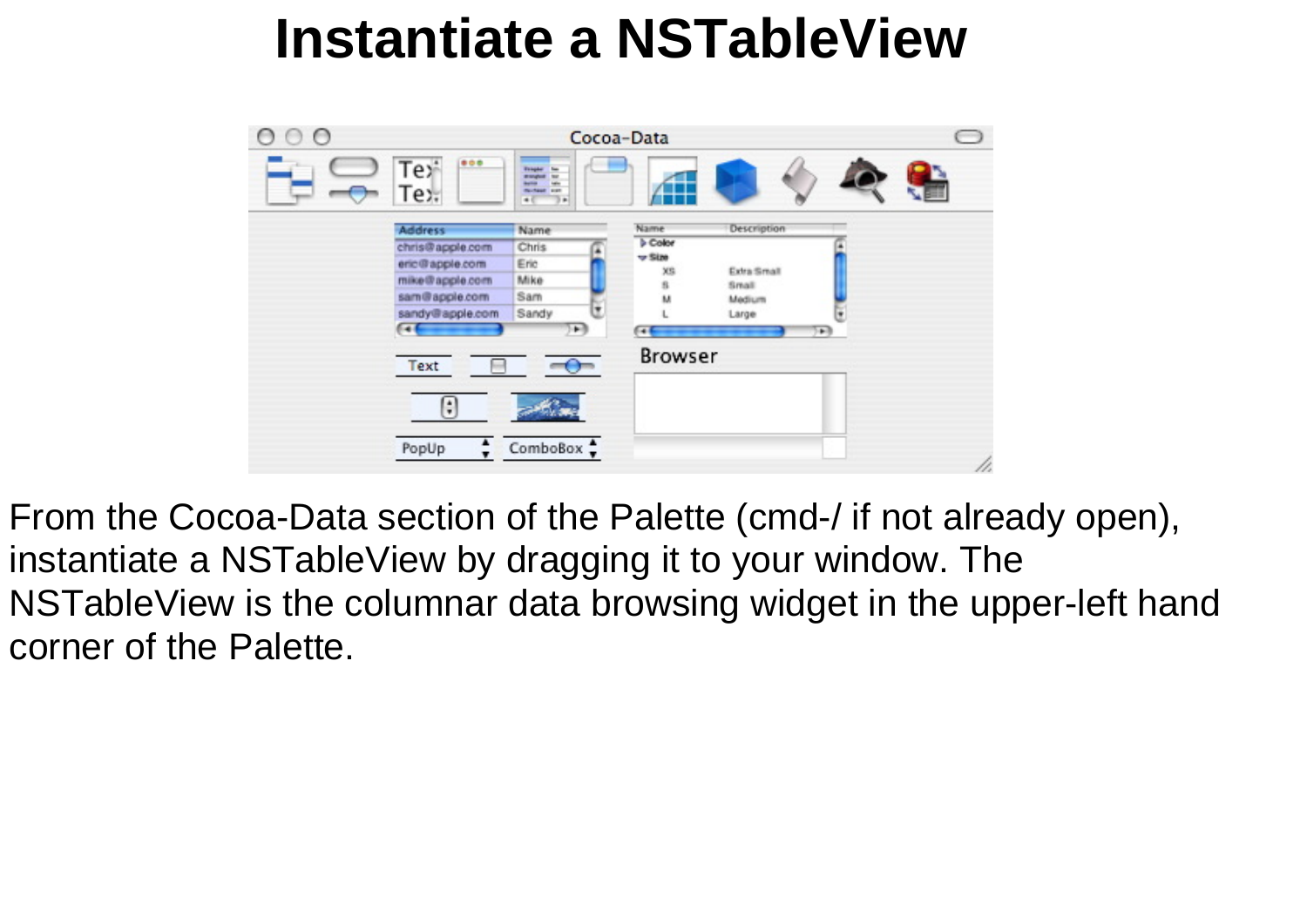# Instantiate a NSTableView

From the Cocoa-Data section of the Palette (cmd-/ if not already open), instantiate a NSTableView by dragging it to your window. The NSTableView is the columnar data browsing widget in the upper-left hand corner of the Palette.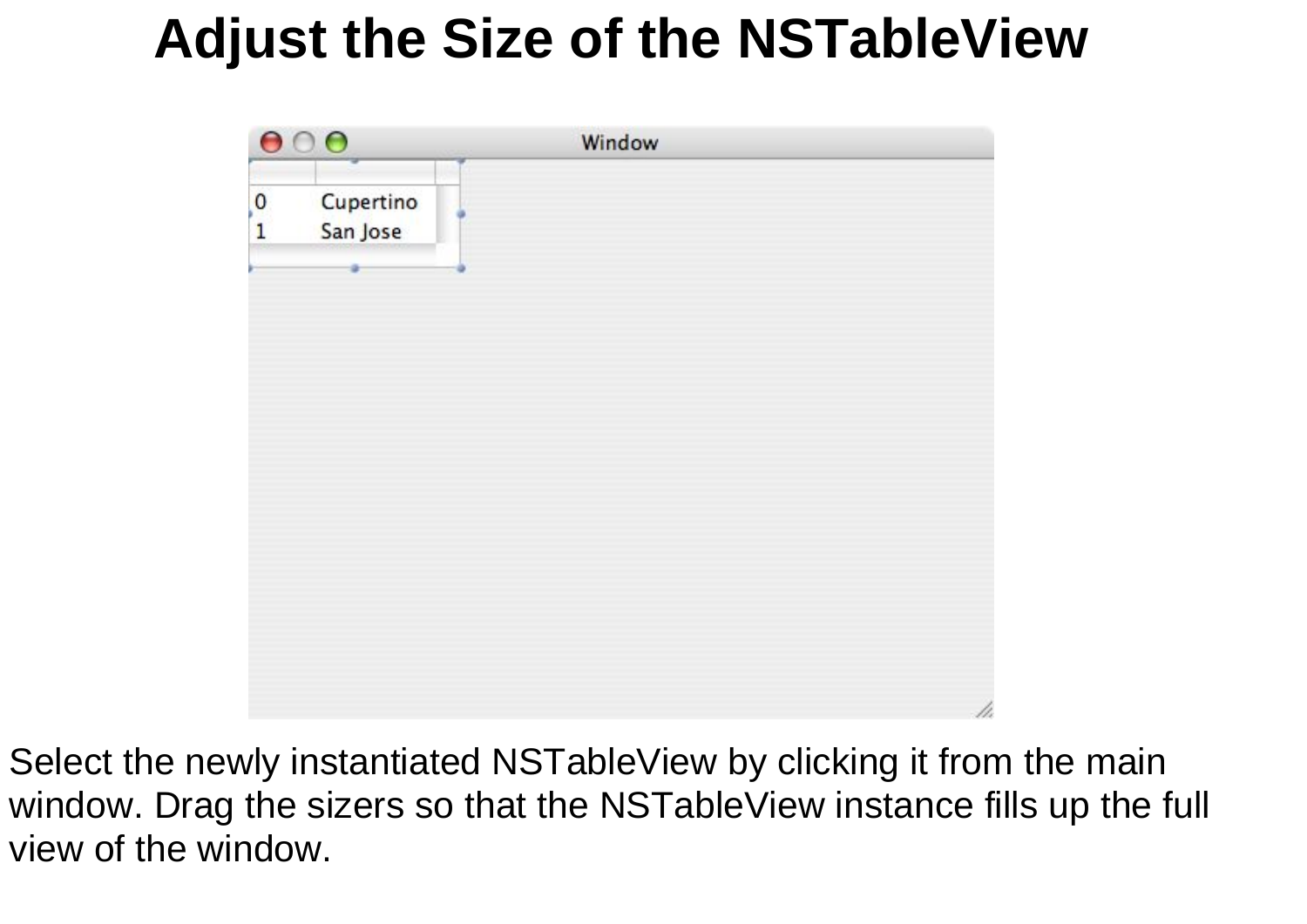# Adjust the Size of the NSTableView

Select the newly instantiated NSTableView by clicking it from the main window. Drag the sizers so that the NSTableView instance fills up the full view of the window.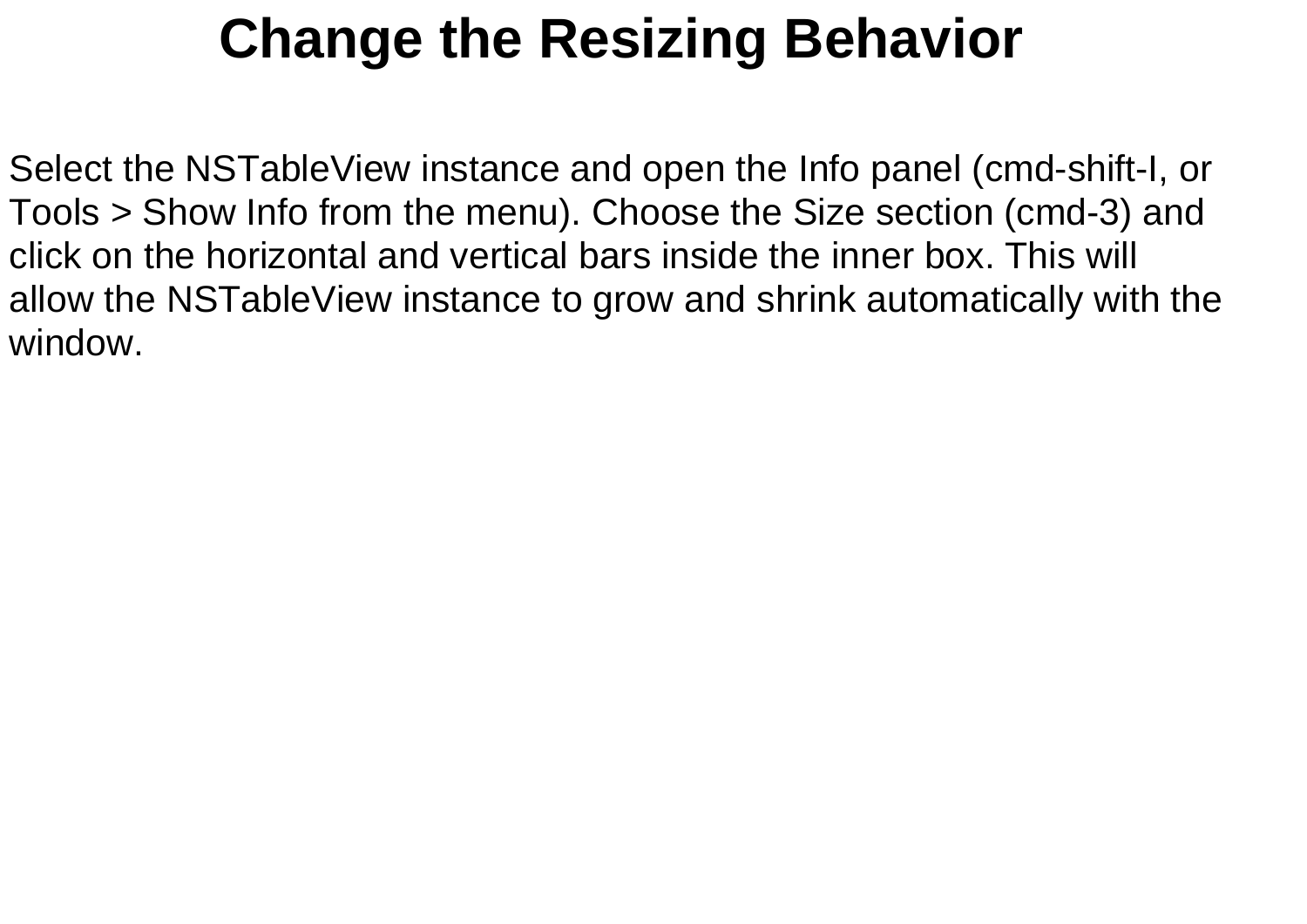# Change the Resizing Behavior

Select the NSTableView instance and open the Info panel (cmd-shift-I, or Tools > Show Info from the menu). Choose the Size section (cmd-3) and click on the horizontal and vertical bars inside the inner box. This will allow the NSTableView instance to grow and shrink automatically with the window.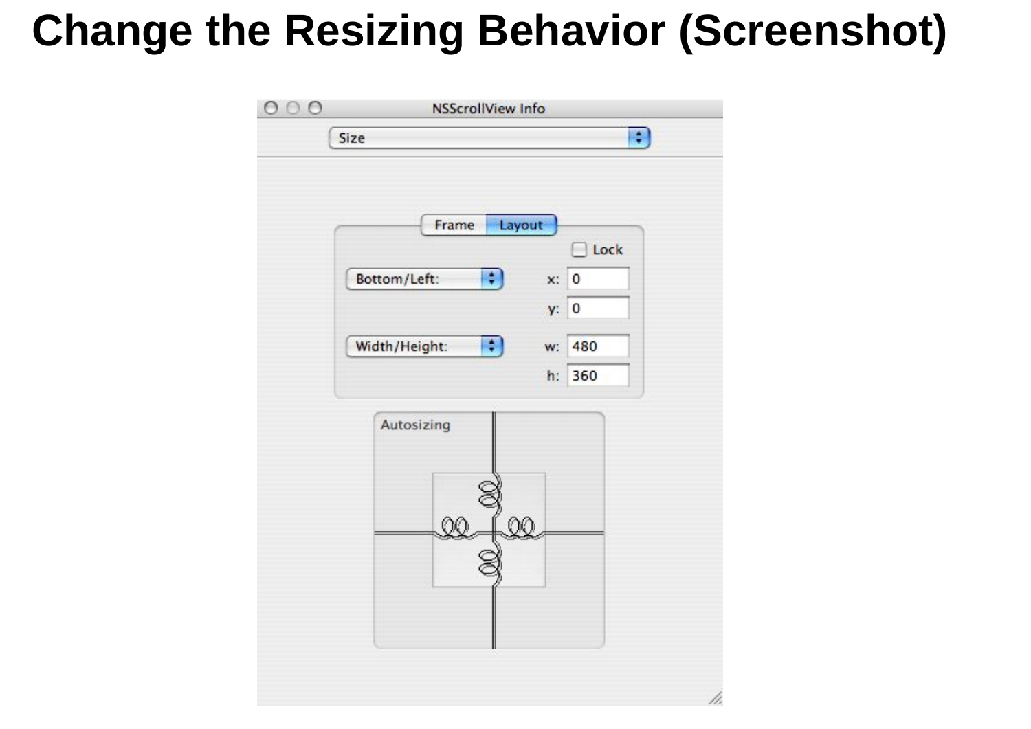# Change the Resizing Behavior (Screenshot)

NSScrollView Info

Size

Frame | Layout

Lock

Bottom/Left: x: 0 y: 0

Width/Height: w: 480 h: 360

Autosizing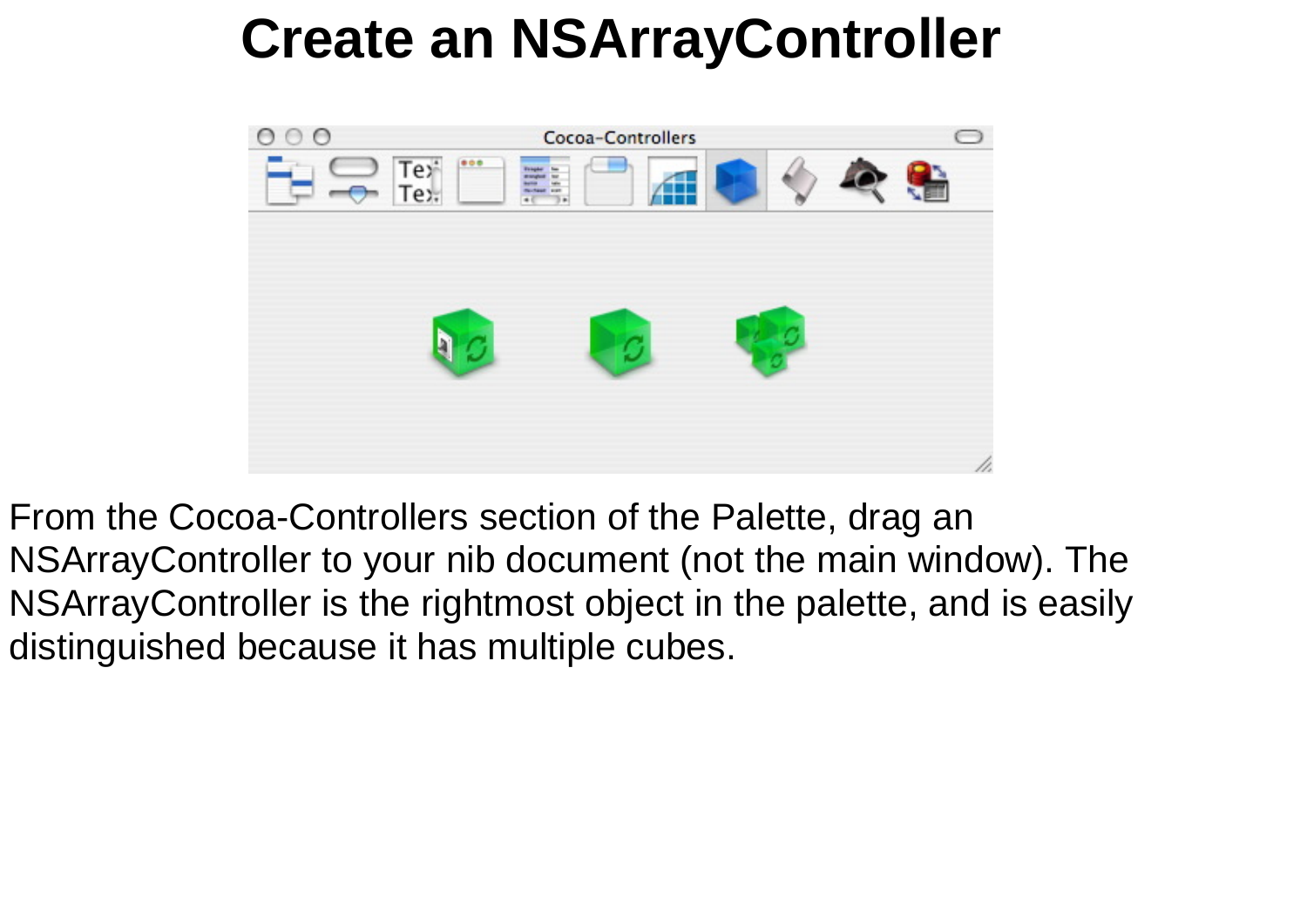# Create an NSArrayController

From the Cocoa-Controllers section of the Palette, drag an NSArrayController to your nib document (not the main window). The NSArrayController is the rightmost object in the palette, and is easily distinguished because it has multiple cubes.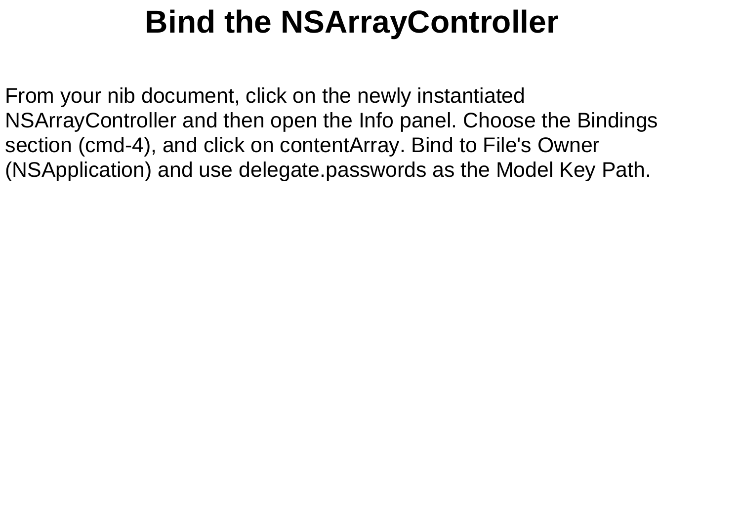# Bind the NSArrayController

From your nib document, click on the newly instantiated NSArrayController and then open the Info panel. Choose the Bindings section (cmd-4), and click on contentArray. Bind to File's Owner (NSApplication) and use delegate.passwords as the Model Key Path.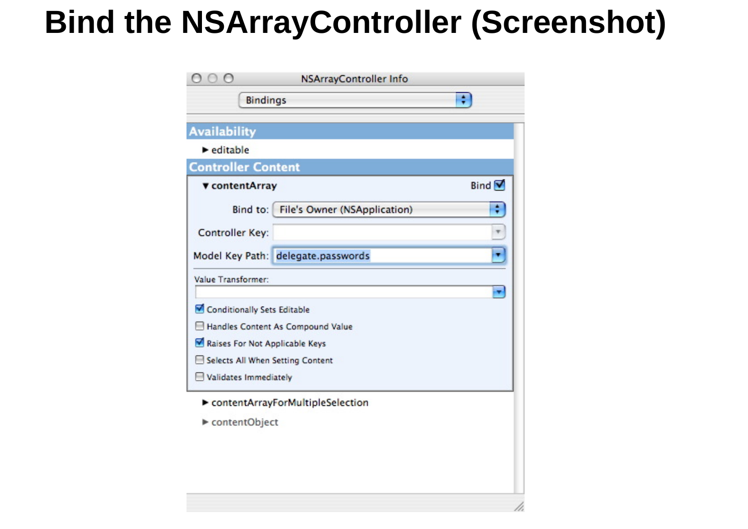# Bind the NSArrayController (Screenshot)

NSArrayController Info

Bindings

**Availability**

▶ editable

**Controller Content**

▼ **contentArray** Bind ☑

Bind to: File's Owner (NSApplication)

Controller Key:

Model Key Path: delegate.passwords

Value Transformer:

☑ Conditionally Sets Editable

☐ Handles Content As Compound Value

☑ Raises For Not Applicable Keys

☐ Selects All When Setting Content

☐ Validates Immediately

▶ contentArrayForMultipleSelection

▶ contentObject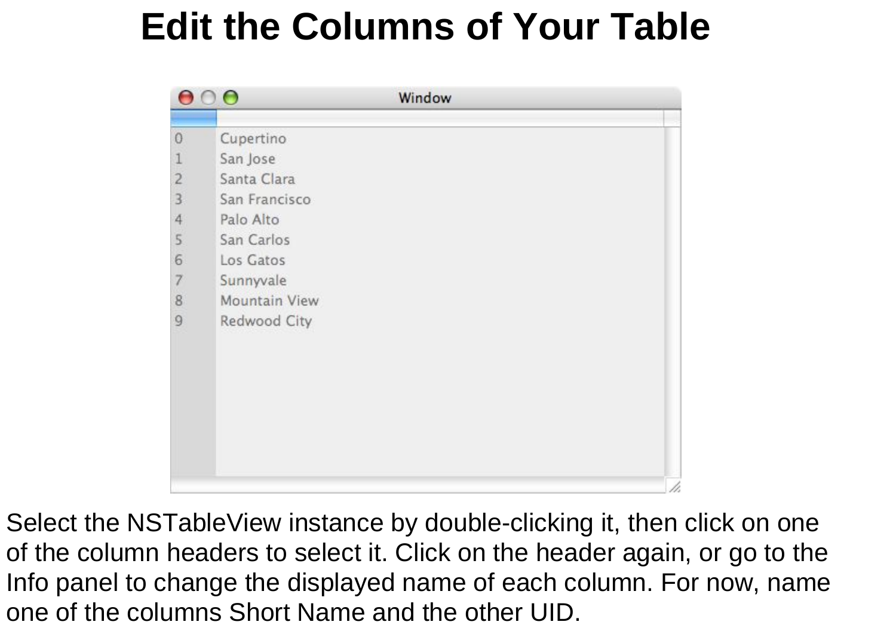# Edit the Columns of Your Table

Select the NSTableView instance by double-clicking it, then click on one of the column headers to select it. Click on the header again, or go to the Info panel to change the displayed name of each column. For now, name one of the columns Short Name and the other UID.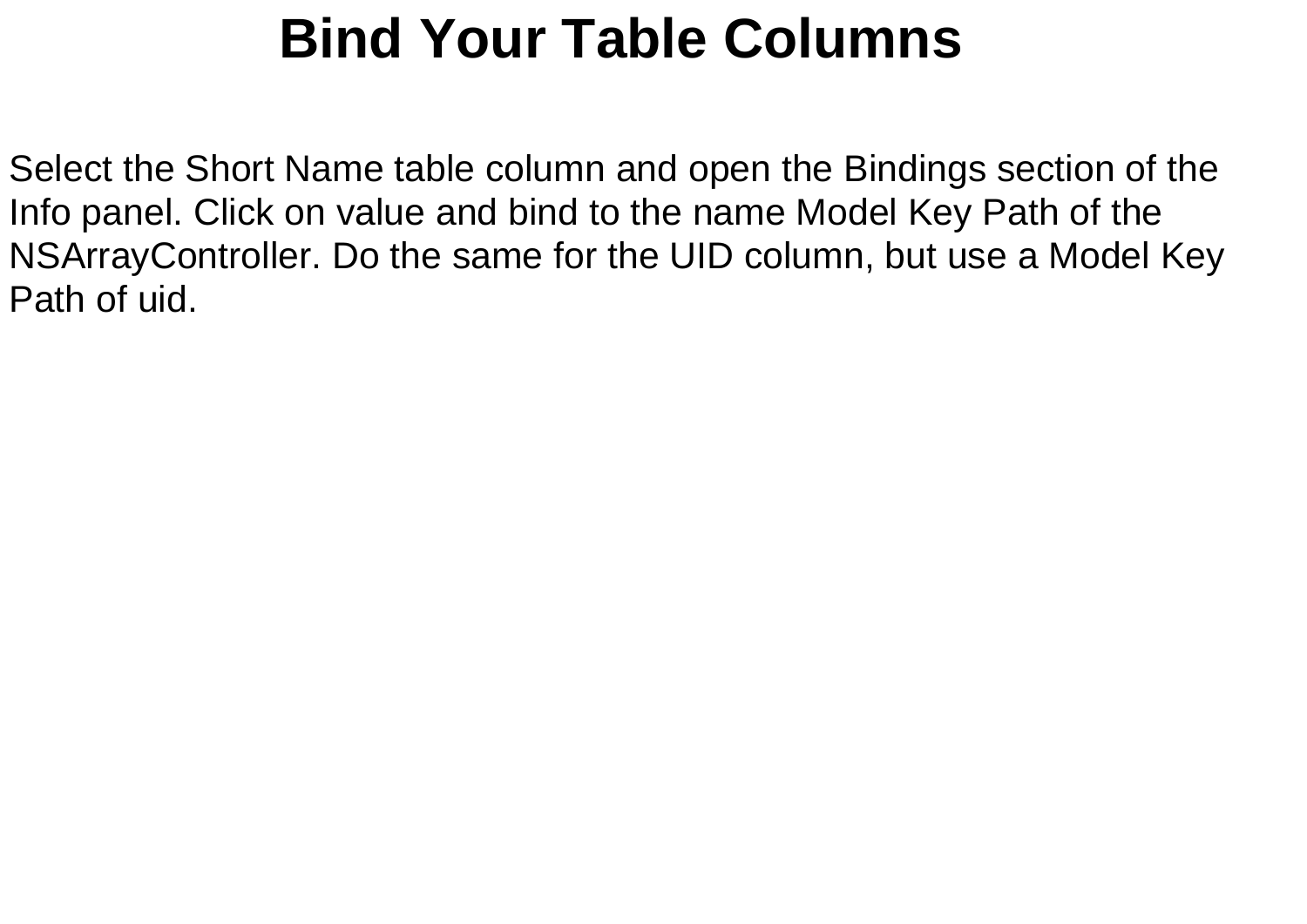# Bind Your Table Columns

Select the Short Name table column and open the Bindings section of the Info panel. Click on value and bind to the name Model Key Path of the NSArrayController. Do the same for the UID column, but use a Model Key Path of uid.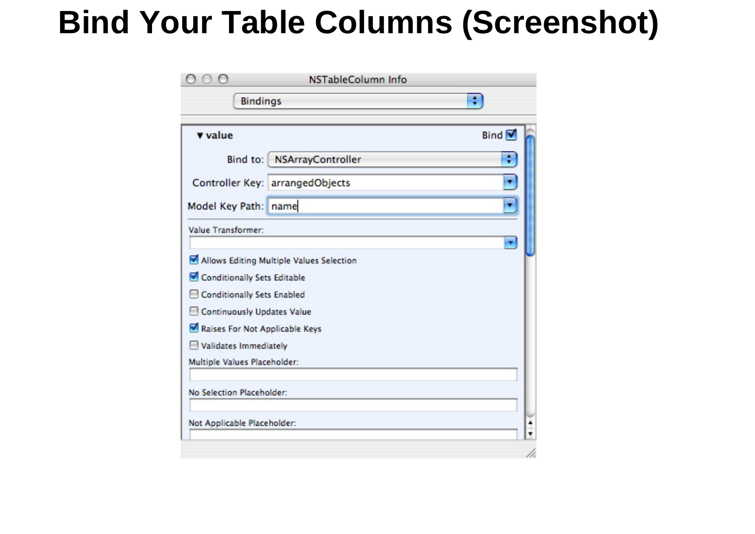# Bind Your Table Columns (Screenshot)

NSTableColumn Info

Bindings

▼ value Bind ☑

Bind to: NSArrayController

Controller Key: arrangedObjects

Model Key Path: name

Value Transformer:

☑ Allows Editing Multiple Values Selection

☑ Conditionally Sets Editable

☐ Conditionally Sets Enabled

☐ Continuously Updates Value

☑ Raises For Not Applicable Keys

☐ Validates Immediately

Multiple Values Placeholder:

No Selection Placeholder:

Not Applicable Placeholder: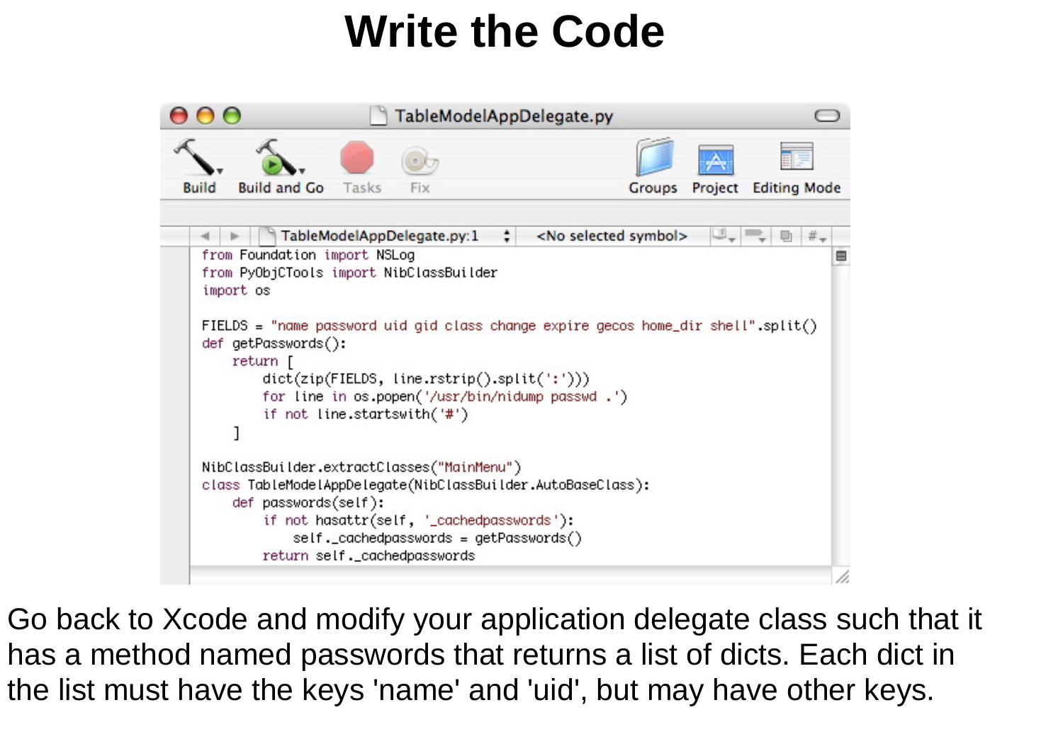# Write the Code

```python
from Foundation import NSLog
from PyObjCTools import NibClassBuilder
import os

FIELDS = "name password uid gid class change expire gecos home_dir shell".split()
def getPasswords():
    return [
        dict(zip(FIELDS, line.rstrip().split(':')))
        for line in os.popen('/usr/bin/nidump passwd .')
        if not line.startswith('#')
    ]

NibClassBuilder.extractClasses("MainMenu")
class TableModelAppDelegate(NibClassBuilder.AutoBaseClass):
    def passwords(self):
        if not hasattr(self, '_cachedpasswords'):
            self._cachedpasswords = getPasswords()
        return self._cachedpasswords
```

Go back to Xcode and modify your application delegate class such that it has a method named passwords that returns a list of dicts. Each dict in the list must have the keys 'name' and 'uid', but may have other keys.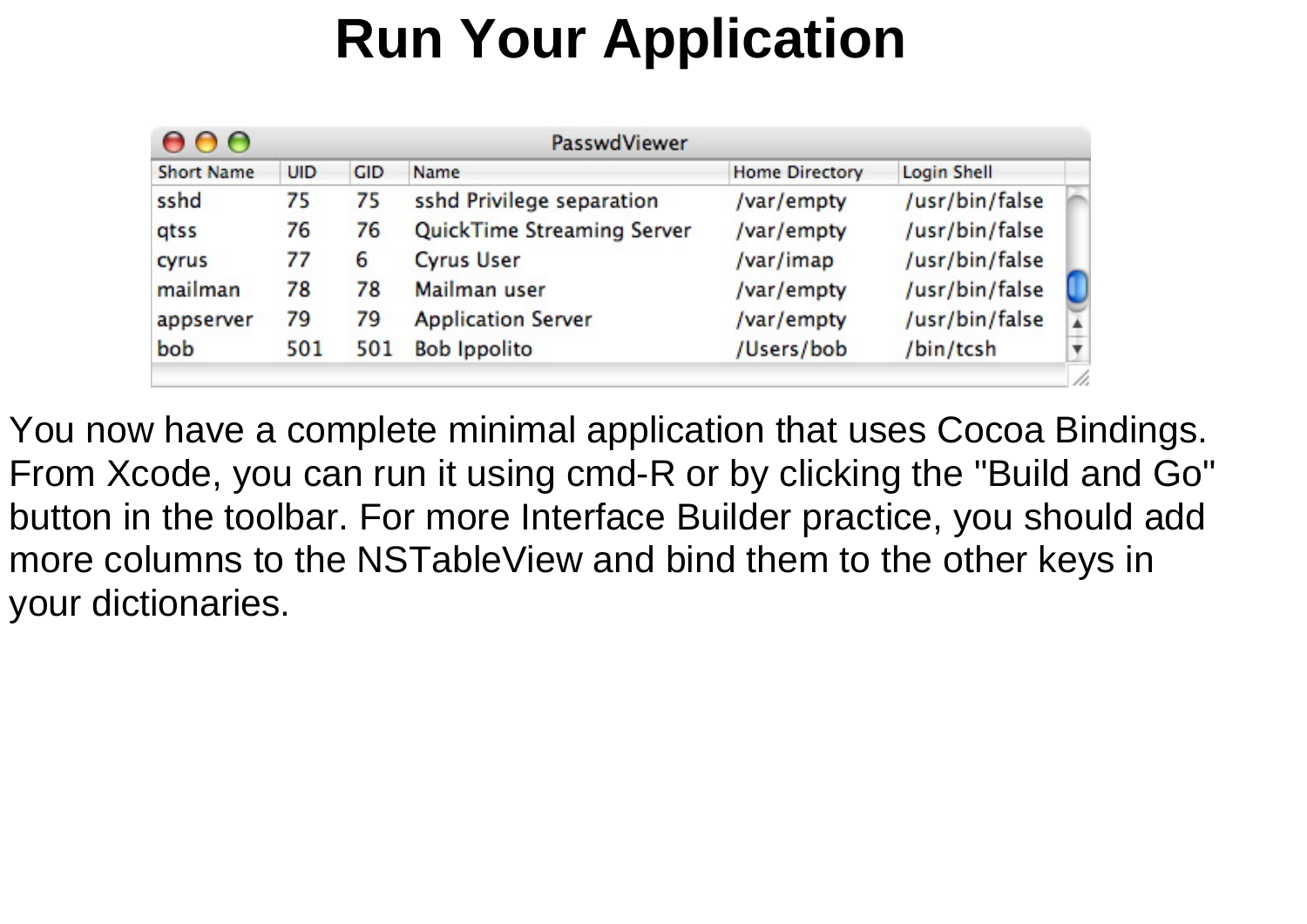# Run Your Application

PasswdViewer

| Short Name | UID | GID | Name | Home Directory | Login Shell |
|---|---|---|---|---|---|
| sshd | 75 | 75 | sshd Privilege separation | /var/empty | /usr/bin/false |
| qtss | 76 | 76 | QuickTime Streaming Server | /var/empty | /usr/bin/false |
| cyrus | 77 | 6 | Cyrus User | /var/imap | /usr/bin/false |
| mailman | 78 | 78 | Mailman user | /var/empty | /usr/bin/false |
| appserver | 79 | 79 | Application Server | /var/empty | /usr/bin/false |
| bob | 501 | 501 | Bob Ippolito | /Users/bob | /bin/tcsh |

You now have a complete minimal application that uses Cocoa Bindings. From Xcode, you can run it using cmd-R or by clicking the "Build and Go" button in the toolbar. For more Interface Builder practice, you should add more columns to the NSTableView and bind them to the other keys in your dictionaries.